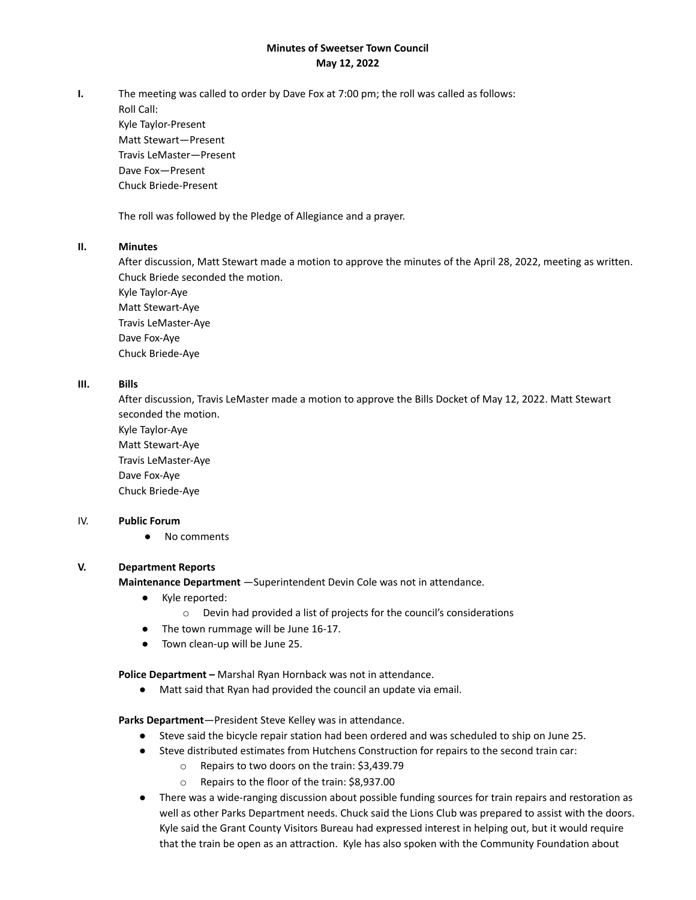**Minutes of Sweetser Town Council**
**May 12, 2022**

**I.** The meeting was called to order by Dave Fox at 7:00 pm; the roll was called as follows:
Roll Call:
Kyle Taylor-Present
Matt Stewart—Present
Travis LeMaster—Present
Dave Fox—Present
Chuck Briede-Present

The roll was followed by the Pledge of Allegiance and a prayer.

**II. Minutes**
After discussion, Matt Stewart made a motion to approve the minutes of the April 28, 2022, meeting as written. Chuck Briede seconded the motion.
Kyle Taylor-Aye
Matt Stewart-Aye
Travis LeMaster-Aye
Dave Fox-Aye
Chuck Briede-Aye

**III. Bills**
After discussion, Travis LeMaster made a motion to approve the Bills Docket of May 12, 2022. Matt Stewart seconded the motion.
Kyle Taylor-Aye
Matt Stewart-Aye
Travis LeMaster-Aye
Dave Fox-Aye
Chuck Briede-Aye

IV. **Public Forum**

- No comments

**V. Department Reports**

**Maintenance Department** —Superintendent Devin Cole was not in attendance.

- Kyle reported:
  - Devin had provided a list of projects for the council's considerations
- The town rummage will be June 16-17.
- Town clean-up will be June 25.

**Police Department –** Marshal Ryan Hornback was not in attendance.

- Matt said that Ryan had provided the council an update via email.

**Parks Department**—President Steve Kelley was in attendance.

- Steve said the bicycle repair station had been ordered and was scheduled to ship on June 25.
- Steve distributed estimates from Hutchens Construction for repairs to the second train car:
  - Repairs to two doors on the train: $3,439.79
  - Repairs to the floor of the train: $8,937.00
- There was a wide-ranging discussion about possible funding sources for train repairs and restoration as well as other Parks Department needs. Chuck said the Lions Club was prepared to assist with the doors. Kyle said the Grant County Visitors Bureau had expressed interest in helping out, but it would require that the train be open as an attraction. Kyle has also spoken with the Community Foundation about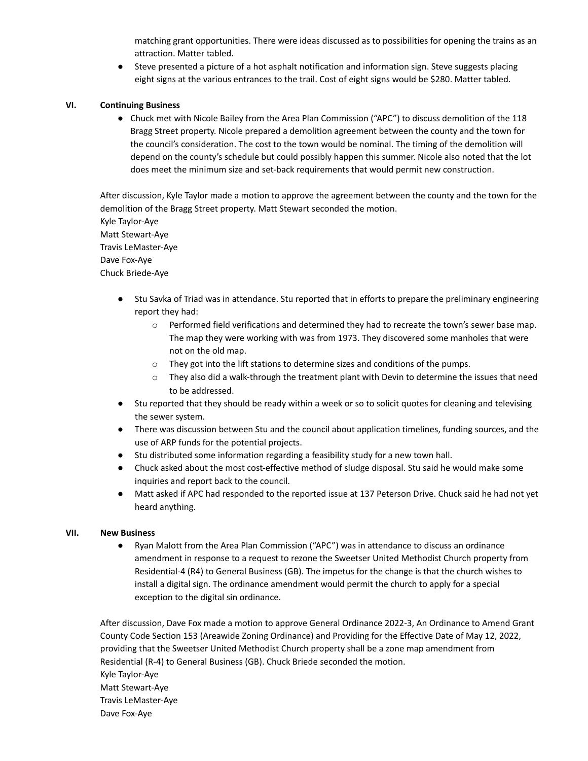matching grant opportunities. There were ideas discussed as to possibilities for opening the trains as an attraction. Matter tabled.

- Steve presented a picture of a hot asphalt notification and information sign. Steve suggests placing eight signs at the various entrances to the trail. Cost of eight signs would be $280. Matter tabled.

## VI. Continuing Business

- Chuck met with Nicole Bailey from the Area Plan Commission ("APC") to discuss demolition of the 118 Bragg Street property. Nicole prepared a demolition agreement between the county and the town for the council's consideration. The cost to the town would be nominal. The timing of the demolition will depend on the county's schedule but could possibly happen this summer. Nicole also noted that the lot does meet the minimum size and set-back requirements that would permit new construction.

After discussion, Kyle Taylor made a motion to approve the agreement between the county and the town for the demolition of the Bragg Street property. Matt Stewart seconded the motion.
Kyle Taylor-Aye
Matt Stewart-Aye
Travis LeMaster-Aye
Dave Fox-Aye
Chuck Briede-Aye

- Stu Savka of Triad was in attendance. Stu reported that in efforts to prepare the preliminary engineering report they had:
  - Performed field verifications and determined they had to recreate the town's sewer base map. The map they were working with was from 1973. They discovered some manholes that were not on the old map.
  - They got into the lift stations to determine sizes and conditions of the pumps.
  - They also did a walk-through the treatment plant with Devin to determine the issues that need to be addressed.
- Stu reported that they should be ready within a week or so to solicit quotes for cleaning and televising the sewer system.
- There was discussion between Stu and the council about application timelines, funding sources, and the use of ARP funds for the potential projects.
- Stu distributed some information regarding a feasibility study for a new town hall.
- Chuck asked about the most cost-effective method of sludge disposal. Stu said he would make some inquiries and report back to the council.
- Matt asked if APC had responded to the reported issue at 137 Peterson Drive. Chuck said he had not yet heard anything.

## VII. New Business

- Ryan Malott from the Area Plan Commission ("APC") was in attendance to discuss an ordinance amendment in response to a request to rezone the Sweetser United Methodist Church property from Residential-4 (R4) to General Business (GB). The impetus for the change is that the church wishes to install a digital sign. The ordinance amendment would permit the church to apply for a special exception to the digital sin ordinance.

After discussion, Dave Fox made a motion to approve General Ordinance 2022-3, An Ordinance to Amend Grant County Code Section 153 (Areawide Zoning Ordinance) and Providing for the Effective Date of May 12, 2022, providing that the Sweetser United Methodist Church property shall be a zone map amendment from Residential (R-4) to General Business (GB). Chuck Briede seconded the motion.
Kyle Taylor-Aye
Matt Stewart-Aye
Travis LeMaster-Aye
Dave Fox-Aye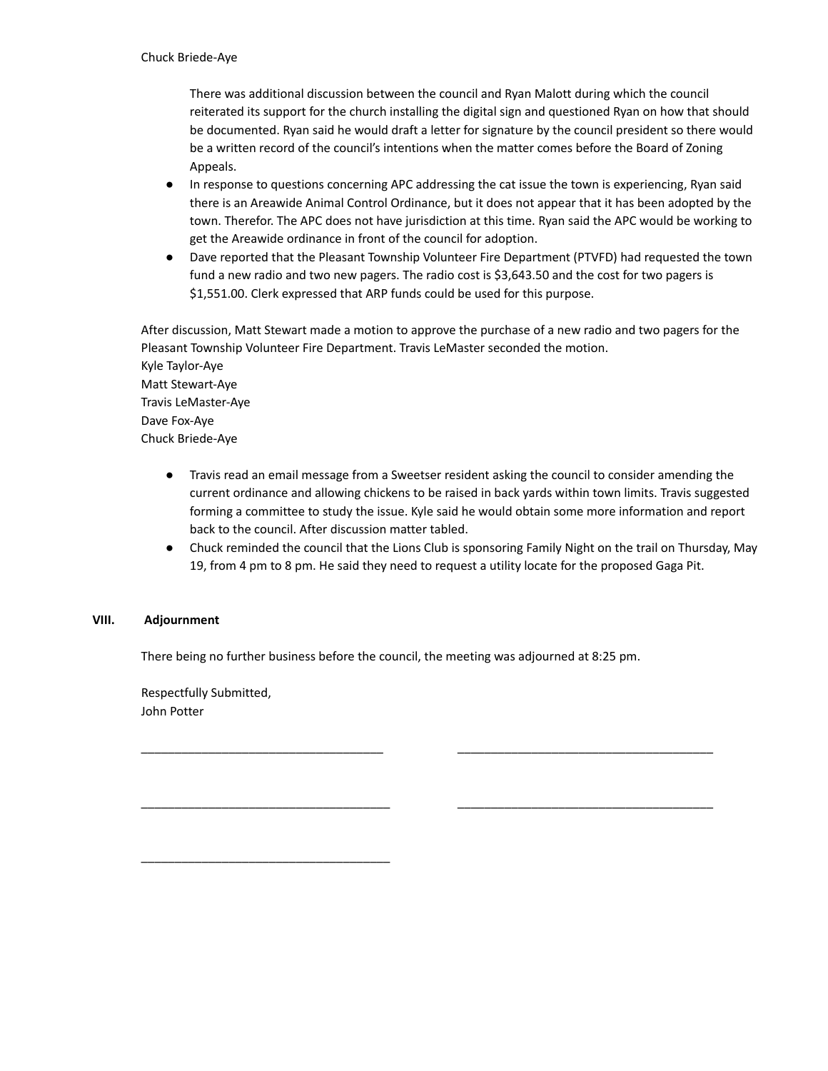Chuck Briede-Aye

There was additional discussion between the council and Ryan Malott during which the council reiterated its support for the church installing the digital sign and questioned Ryan on how that should be documented. Ryan said he would draft a letter for signature by the council president so there would be a written record of the council's intentions when the matter comes before the Board of Zoning Appeals.

- In response to questions concerning APC addressing the cat issue the town is experiencing, Ryan said there is an Areawide Animal Control Ordinance, but it does not appear that it has been adopted by the town. Therefor. The APC does not have jurisdiction at this time. Ryan said the APC would be working to get the Areawide ordinance in front of the council for adoption.
- Dave reported that the Pleasant Township Volunteer Fire Department (PTVFD) had requested the town fund a new radio and two new pagers. The radio cost is $3,643.50 and the cost for two pagers is $1,551.00. Clerk expressed that ARP funds could be used for this purpose.

After discussion, Matt Stewart made a motion to approve the purchase of a new radio and two pagers for the Pleasant Township Volunteer Fire Department. Travis LeMaster seconded the motion.
Kyle Taylor-Aye
Matt Stewart-Aye
Travis LeMaster-Aye
Dave Fox-Aye
Chuck Briede-Aye

- Travis read an email message from a Sweetser resident asking the council to consider amending the current ordinance and allowing chickens to be raised in back yards within town limits. Travis suggested forming a committee to study the issue. Kyle said he would obtain some more information and report back to the council. After discussion matter tabled.
- Chuck reminded the council that the Lions Club is sponsoring Family Night on the trail on Thursday, May 19, from 4 pm to 8 pm. He said they need to request a utility locate for the proposed Gaga Pit.

## VIII. Adjournment

There being no further business before the council, the meeting was adjourned at 8:25 pm.

Respectfully Submitted,
John Potter

____________________________________ ____________________________________

____________________________________ ____________________________________

____________________________________